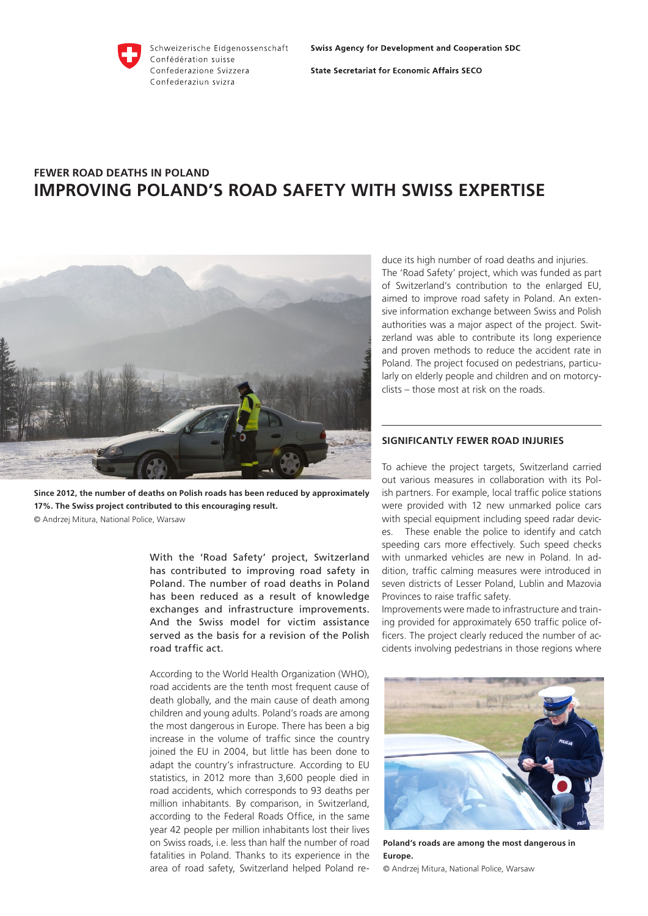Schweizerische Eidgenossenschaft
Confédération suisse
Confederazione Svizzera
Confederaziun svizra

**Swiss Agency for Development and Cooperation SDC**

**State Secretariat for Economic Affairs SECO**

## FEWER ROAD DEATHS IN POLAND

# IMPROVING POLAND'S ROAD SAFETY WITH SWISS EXPERTISE

**Since 2012, the number of deaths on Polish roads has been reduced by approximately 17%. The Swiss project contributed to this encouraging result.**
© Andrzej Mitura, National Police, Warsaw

With the 'Road Safety' project, Switzerland has contributed to improving road safety in Poland. The number of road deaths in Poland has been reduced as a result of knowledge exchanges and infrastructure improvements. And the Swiss model for victim assistance served as the basis for a revision of the Polish road traffic act.

According to the World Health Organization (WHO), road accidents are the tenth most frequent cause of death globally, and the main cause of death among children and young adults. Poland's roads are among the most dangerous in Europe. There has been a big increase in the volume of traffic since the country joined the EU in 2004, but little has been done to adapt the country's infrastructure. According to EU statistics, in 2012 more than 3,600 people died in road accidents, which corresponds to 93 deaths per million inhabitants. By comparison, in Switzerland, according to the Federal Roads Office, in the same year 42 people per million inhabitants lost their lives on Swiss roads, i.e. less than half the number of road fatalities in Poland. Thanks to its experience in the area of road safety, Switzerland helped Poland reduce its high number of road deaths and injuries.

The 'Road Safety' project, which was funded as part of Switzerland's contribution to the enlarged EU, aimed to improve road safety in Poland. An extensive information exchange between Swiss and Polish authorities was a major aspect of the project. Switzerland was able to contribute its long experience and proven methods to reduce the accident rate in Poland. The project focused on pedestrians, particularly on elderly people and children and on motorcyclists – those most at risk on the roads.

### SIGNIFICANTLY FEWER ROAD INJURIES

To achieve the project targets, Switzerland carried out various measures in collaboration with its Polish partners. For example, local traffic police stations were provided with 12 new unmarked police cars with special equipment including speed radar devices. These enable the police to identify and catch speeding cars more effectively. Such speed checks with unmarked vehicles are new in Poland. In addition, traffic calming measures were introduced in seven districts of Lesser Poland, Lublin and Mazovia Provinces to raise traffic safety.
Improvements were made to infrastructure and training provided for approximately 650 traffic police officers. The project clearly reduced the number of accidents involving pedestrians in those regions where

**Poland's roads are among the most dangerous in Europe.**
© Andrzej Mitura, National Police, Warsaw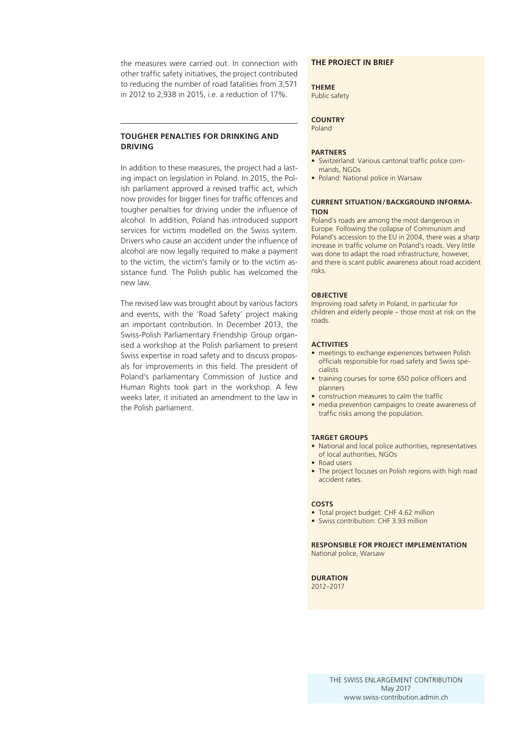the measures were carried out. In connection with other traffic safety initiatives, the project contributed to reducing the number of road fatalities from 3,571 in 2012 to 2,938 in 2015, i.e. a reduction of 17%.

## TOUGHER PENALTIES FOR DRINKING AND DRIVING

In addition to these measures, the project had a lasting impact on legislation in Poland. In 2015, the Polish parliament approved a revised traffic act, which now provides for bigger fines for traffic offences and tougher penalties for driving under the influence of alcohol. In addition, Poland has introduced support services for victims modelled on the Swiss system. Drivers who cause an accident under the influence of alcohol are now legally required to make a payment to the victim, the victim's family or to the victim assistance fund. The Polish public has welcomed the new law.

The revised law was brought about by various factors and events, with the 'Road Safety' project making an important contribution. In December 2013, the Swiss-Polish Parliamentary Friendship Group organised a workshop at the Polish parliament to present Swiss expertise in road safety and to discuss proposals for improvements in this field. The president of Poland's parliamentary Commission of Justice and Human Rights took part in the workshop. A few weeks later, it initiated an amendment to the law in the Polish parliament.

## THE PROJECT IN BRIEF

**THEME**
Public safety

**COUNTRY**
Poland

**PARTNERS**
- Switzerland: Various cantonal traffic police commands, NGOs
- Poland: National police in Warsaw

**CURRENT SITUATION / BACKGROUND INFORMATION**
Poland's roads are among the most dangerous in Europe. Following the collapse of Communism and Poland's accession to the EU in 2004, there was a sharp increase in traffic volume on Poland's roads. Very little was done to adapt the road infrastructure, however, and there is scant public awareness about road accident risks.

**OBJECTIVE**
Improving road safety in Poland, in particular for children and elderly people – those most at risk on the roads.

**ACTIVITIES**
- meetings to exchange experiences between Polish officials responsible for road safety and Swiss specialists
- training courses for some 650 police officers and planners
- construction measures to calm the traffic
- media prevention campaigns to create awareness of traffic risks among the population.

**TARGET GROUPS**
- National and local police authorities, representatives of local authorities, NGOs
- Road users
- The project focuses on Polish regions with high road accident rates.

**COSTS**
- Total project budget: CHF 4.62 million
- Swiss contribution: CHF 3.93 million

**RESPONSIBLE FOR PROJECT IMPLEMENTATION**
National police, Warsaw

**DURATION**
2012–2017

THE SWISS ENLARGEMENT CONTRIBUTION
May 2017
www.swiss-contribution.admin.ch